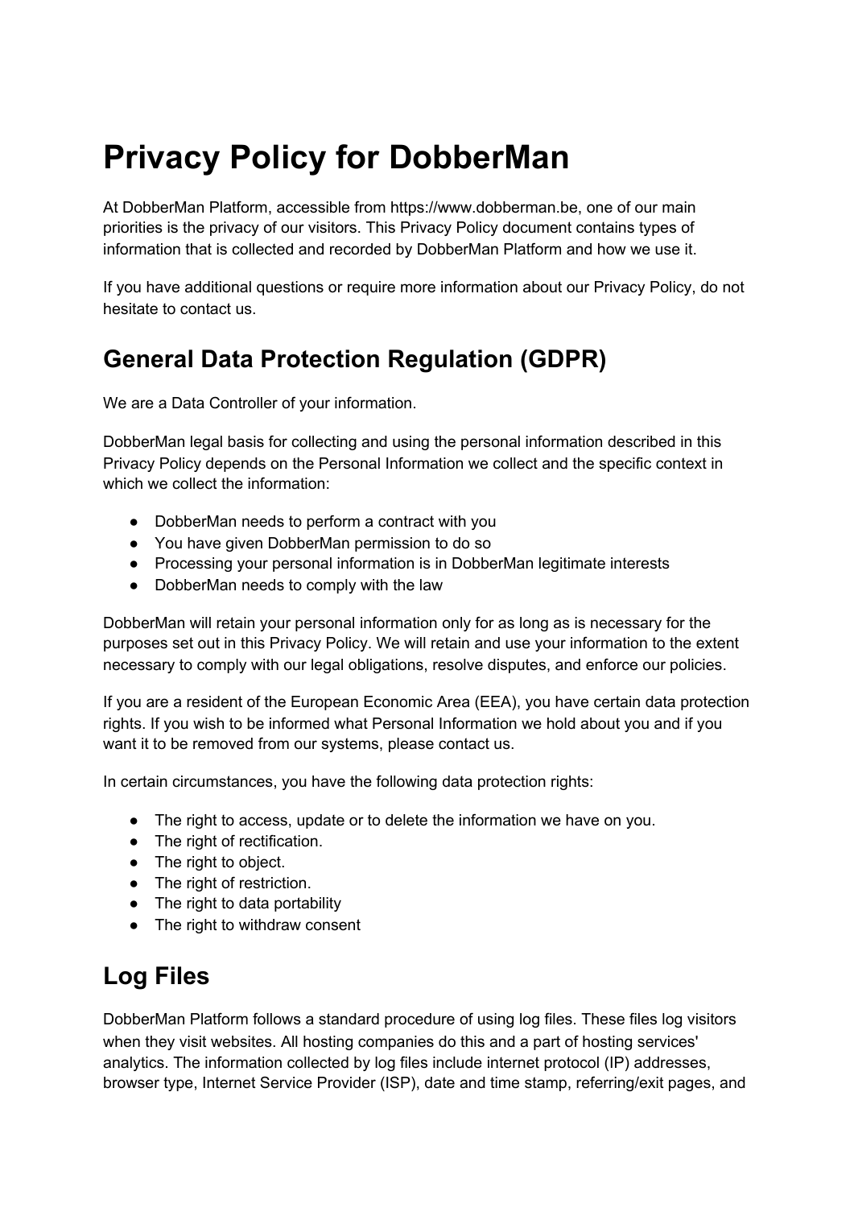# Privacy Policy for DobberMan

At DobberMan Platform, accessible from https://www.dobberman.be, one of our main priorities is the privacy of our visitors. This Privacy Policy document contains types of information that is collected and recorded by DobberMan Platform and how we use it.

If you have additional questions or require more information about our Privacy Policy, do not hesitate to contact us.

## General Data Protection Regulation (GDPR)

We are a Data Controller of your information.

DobberMan legal basis for collecting and using the personal information described in this Privacy Policy depends on the Personal Information we collect and the specific context in which we collect the information:

- DobberMan needs to perform a contract with you
- You have given DobberMan permission to do so
- Processing your personal information is in DobberMan legitimate interests
- DobberMan needs to comply with the law

DobberMan will retain your personal information only for as long as is necessary for the purposes set out in this Privacy Policy. We will retain and use your information to the extent necessary to comply with our legal obligations, resolve disputes, and enforce our policies.

If you are a resident of the European Economic Area (EEA), you have certain data protection rights. If you wish to be informed what Personal Information we hold about you and if you want it to be removed from our systems, please contact us.

In certain circumstances, you have the following data protection rights:

- The right to access, update or to delete the information we have on you.
- The right of rectification.
- The right to object.
- The right of restriction.
- The right to data portability
- The right to withdraw consent

## Log Files

DobberMan Platform follows a standard procedure of using log files. These files log visitors when they visit websites. All hosting companies do this and a part of hosting services' analytics. The information collected by log files include internet protocol (IP) addresses, browser type, Internet Service Provider (ISP), date and time stamp, referring/exit pages, and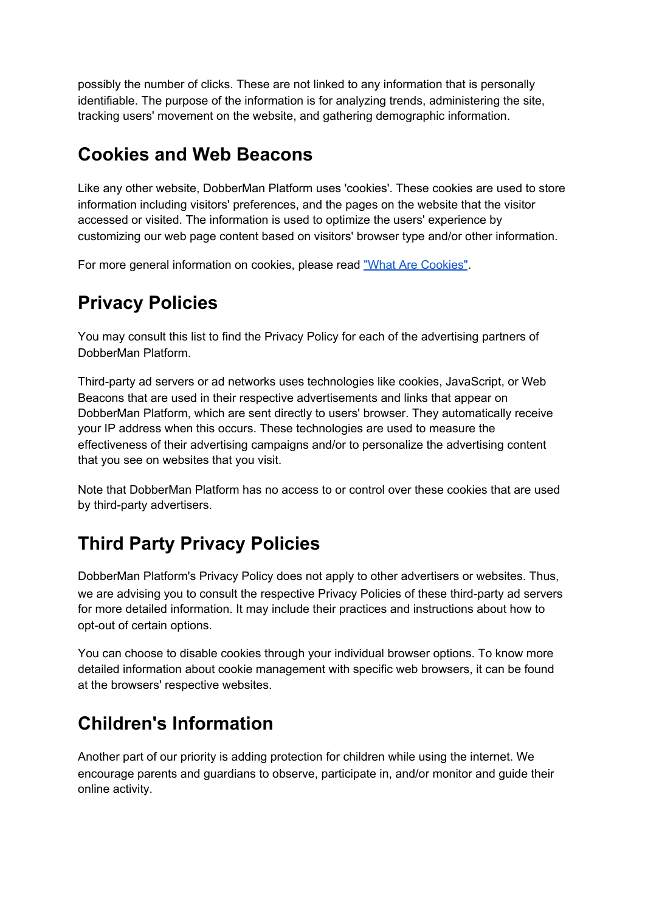possibly the number of clicks. These are not linked to any information that is personally identifiable. The purpose of the information is for analyzing trends, administering the site, tracking users' movement on the website, and gathering demographic information.

## Cookies and Web Beacons

Like any other website, DobberMan Platform uses 'cookies'. These cookies are used to store information including visitors' preferences, and the pages on the website that the visitor accessed or visited. The information is used to optimize the users' experience by customizing our web page content based on visitors' browser type and/or other information.

For more general information on cookies, please read "What Are Cookies".

## Privacy Policies

You may consult this list to find the Privacy Policy for each of the advertising partners of DobberMan Platform.

Third-party ad servers or ad networks uses technologies like cookies, JavaScript, or Web Beacons that are used in their respective advertisements and links that appear on DobberMan Platform, which are sent directly to users' browser. They automatically receive your IP address when this occurs. These technologies are used to measure the effectiveness of their advertising campaigns and/or to personalize the advertising content that you see on websites that you visit.

Note that DobberMan Platform has no access to or control over these cookies that are used by third-party advertisers.

## Third Party Privacy Policies

DobberMan Platform's Privacy Policy does not apply to other advertisers or websites. Thus, we are advising you to consult the respective Privacy Policies of these third-party ad servers for more detailed information. It may include their practices and instructions about how to opt-out of certain options.

You can choose to disable cookies through your individual browser options. To know more detailed information about cookie management with specific web browsers, it can be found at the browsers' respective websites.

## Children's Information

Another part of our priority is adding protection for children while using the internet. We encourage parents and guardians to observe, participate in, and/or monitor and guide their online activity.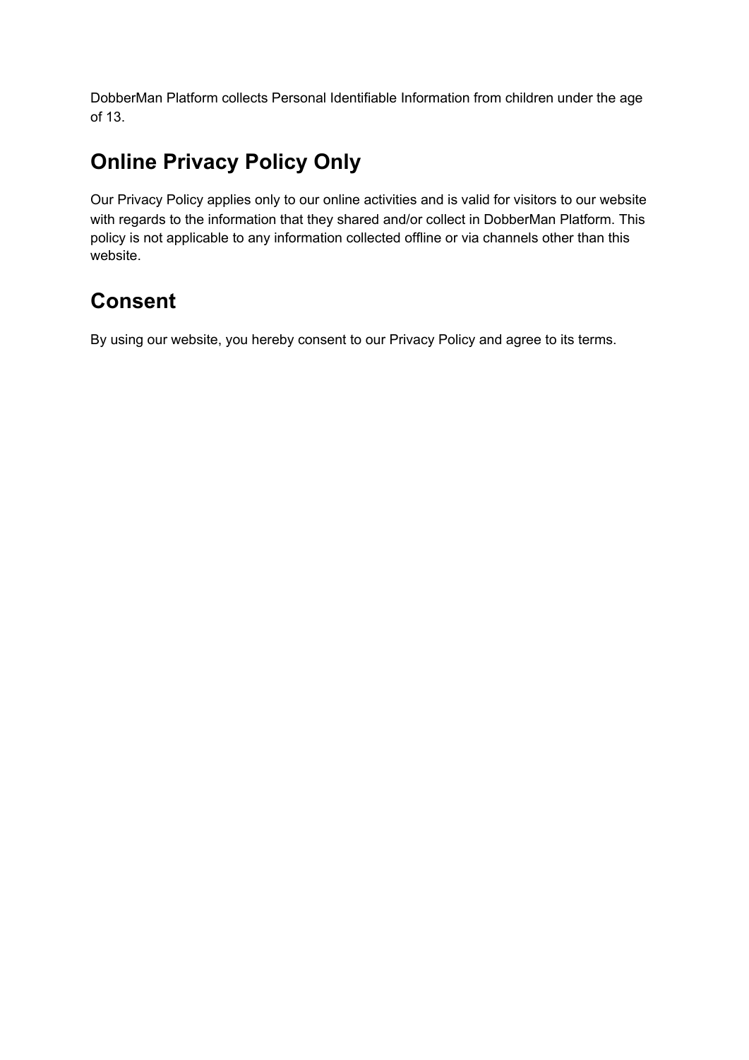DobberMan Platform collects Personal Identifiable Information from children under the age of 13.

## Online Privacy Policy Only

Our Privacy Policy applies only to our online activities and is valid for visitors to our website with regards to the information that they shared and/or collect in DobberMan Platform. This policy is not applicable to any information collected offline or via channels other than this website.

## Consent

By using our website, you hereby consent to our Privacy Policy and agree to its terms.